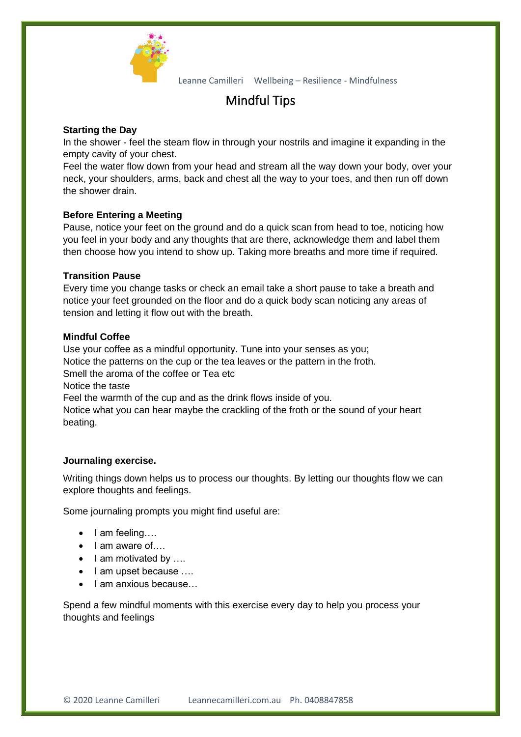Leanne Camilleri    Wellbeing – Resilience - Mindfulness

# Mindful Tips

**Starting the Day**

In the shower - feel the steam flow in through your nostrils and imagine it expanding in the empty cavity of your chest.

Feel the water flow down from your head and stream all the way down your body, over your neck, your shoulders, arms, back and chest all the way to your toes, and then run off down the shower drain.

**Before Entering a Meeting**

Pause, notice your feet on the ground and do a quick scan from head to toe, noticing how you feel in your body and any thoughts that are there, acknowledge them and label them then choose how you intend to show up. Taking more breaths and more time if required.

**Transition Pause**

Every time you change tasks or check an email take a short pause to take a breath and notice your feet grounded on the floor and do a quick body scan noticing any areas of tension and letting it flow out with the breath.

**Mindful Coffee**

Use your coffee as a mindful opportunity. Tune into your senses as you;

Notice the patterns on the cup or the tea leaves or the pattern in the froth.

Smell the aroma of the coffee or Tea etc

Notice the taste

Feel the warmth of the cup and as the drink flows inside of you.

Notice what you can hear maybe the crackling of the froth or the sound of your heart beating.

**Journaling exercise.**

Writing things down helps us to process our thoughts. By letting our thoughts flow we can explore thoughts and feelings.

Some journaling prompts you might find useful are:

- I am feeling….
- I am aware of….
- I am motivated by ….
- I am upset because ….
- I am anxious because…

Spend a few mindful moments with this exercise every day to help you process your thoughts and feelings

© 2020 Leanne Camilleri    Leannecamilleri.com.au    Ph. 0408847858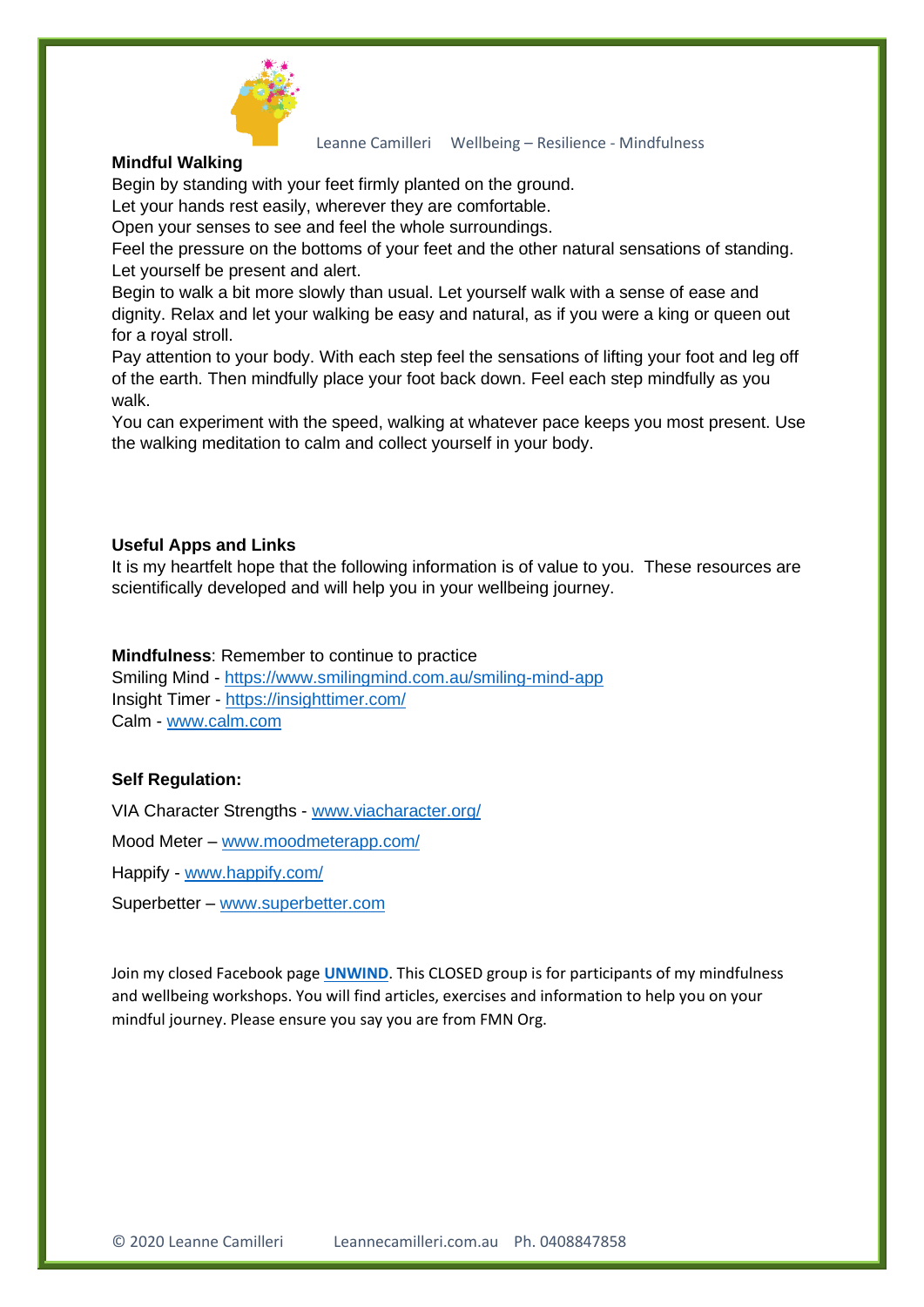## Mindful Walking

Begin by standing with your feet firmly planted on the ground.
Let your hands rest easily, wherever they are comfortable.
Open your senses to see and feel the whole surroundings.
Feel the pressure on the bottoms of your feet and the other natural sensations of standing.
Let yourself be present and alert.
Begin to walk a bit more slowly than usual. Let yourself walk with a sense of ease and dignity. Relax and let your walking be easy and natural, as if you were a king or queen out for a royal stroll.
Pay attention to your body. With each step feel the sensations of lifting your foot and leg off of the earth. Then mindfully place your foot back down. Feel each step mindfully as you walk.
You can experiment with the speed, walking at whatever pace keeps you most present. Use the walking meditation to calm and collect yourself in your body.

## Useful Apps and Links

It is my heartfelt hope that the following information is of value to you. These resources are scientifically developed and will help you in your wellbeing journey.

**Mindfulness**: Remember to continue to practice
Smiling Mind - https://www.smilingmind.com.au/smiling-mind-app
Insight Timer - https://insighttimer.com/
Calm - www.calm.com

**Self Regulation:**

VIA Character Strengths - www.viacharacter.org/

Mood Meter – www.moodmeterapp.com/

Happify - www.happify.com/

Superbetter – www.superbetter.com

Join my closed Facebook page **UNWIND**. This CLOSED group is for participants of my mindfulness and wellbeing workshops. You will find articles, exercises and information to help you on your mindful journey. Please ensure you say you are from FMN Org.